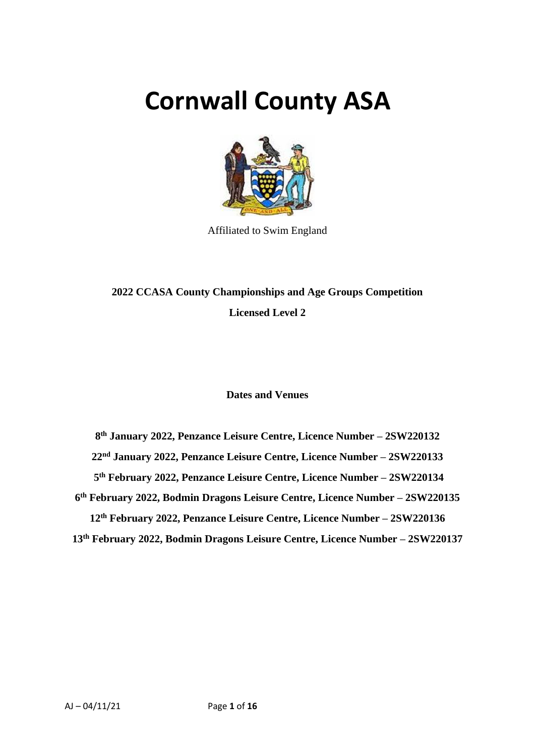# Cornwall County ASA

Affiliated to Swim England

**2022 CCASA County Championships and Age Groups Competition**

**Licensed Level 2**

**Dates and Venues**

**8th January 2022, Penzance Leisure Centre, Licence Number – 2SW220132**

**22nd January 2022, Penzance Leisure Centre, Licence Number – 2SW220133**

**5th February 2022, Penzance Leisure Centre, Licence Number – 2SW220134**

**6th February 2022, Bodmin Dragons Leisure Centre, Licence Number – 2SW220135**

**12th February 2022, Penzance Leisure Centre, Licence Number – 2SW220136**

**13th February 2022, Bodmin Dragons Leisure Centre, Licence Number – 2SW220137**

AJ – 04/11/21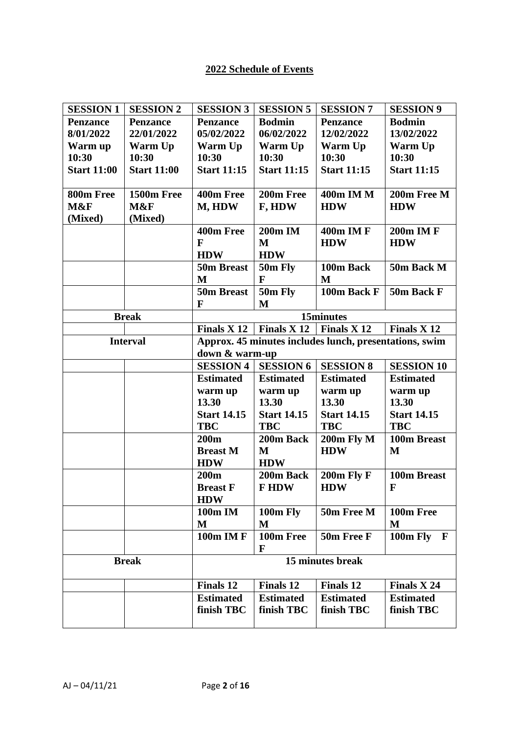## 2022 Schedule of Events

| SESSION 1 | SESSION 2 | SESSION 3 | SESSION 5 | SESSION 7 | SESSION 9 |
|---|---|---|---|---|---|
| **Penzance 8/01/2022 Warm up 10:30 Start 11:00** | **Penzance 22/01/2022 Warm Up 10:30 Start 11:00** | **Penzance 05/02/2022 Warm Up 10:30 Start 11:15** | **Bodmin 06/02/2022 Warm Up 10:30 Start 11:15** | **Penzance 12/02/2022 Warm Up 10:30 Start 11:15** | **Bodmin 13/02/2022 Warm Up 10:30 Start 11:15** |
| **800m Free M&F (Mixed)** | **1500m Free M&F (Mixed)** | **400m Free M, HDW** | **200m Free F, HDW** | **400m IM M HDW** | **200m Free M HDW** |
| | | **400m Free F HDW** | **200m IM M HDW** | **400m IM F HDW** | **200m IM F HDW** |
| | | **50m Breast M** | **50m Fly F** | **100m Back M** | **50m Back M** |
| | | **50m Breast F** | **50m Fly M** | **100m Back F** | **50m Back F** |
| **Break** | | **15minutes** | | | |
| | | **Finals X 12** | **Finals X 12** | **Finals X 12** | **Finals X 12** |
| **Interval** | | **Approx. 45 minutes includes lunch, presentations, swim down & warm-up** | | | |
| | | **SESSION 4** | **SESSION 6** | **SESSION 8** | **SESSION 10** |
| | | **Estimated warm up 13.30 Start 14.15 TBC** | **Estimated warm up 13.30 Start 14.15 TBC** | **Estimated warm up 13.30 Start 14.15 TBC** | **Estimated warm up 13.30 Start 14.15 TBC** |
| | | **200m Breast M HDW** | **200m Back M HDW** | **200m Fly M HDW** | **100m Breast M** |
| | | **200m Breast F HDW** | **200m Back F HDW** | **200m Fly F HDW** | **100m Breast F** |
| | | **100m IM M** | **100m Fly M** | **50m Free M** | **100m Free M** |
| | | **100m IM F** | **100m Free F** | **50m Free F** | **100m Fly F** |
| **Break** | | **15 minutes break** | | | |
| | | **Finals 12** | **Finals 12** | **Finals 12** | **Finals X 24** |
| | | **Estimated finish TBC** | **Estimated finish TBC** | **Estimated finish TBC** | **Estimated finish TBC** |

AJ – 04/11/21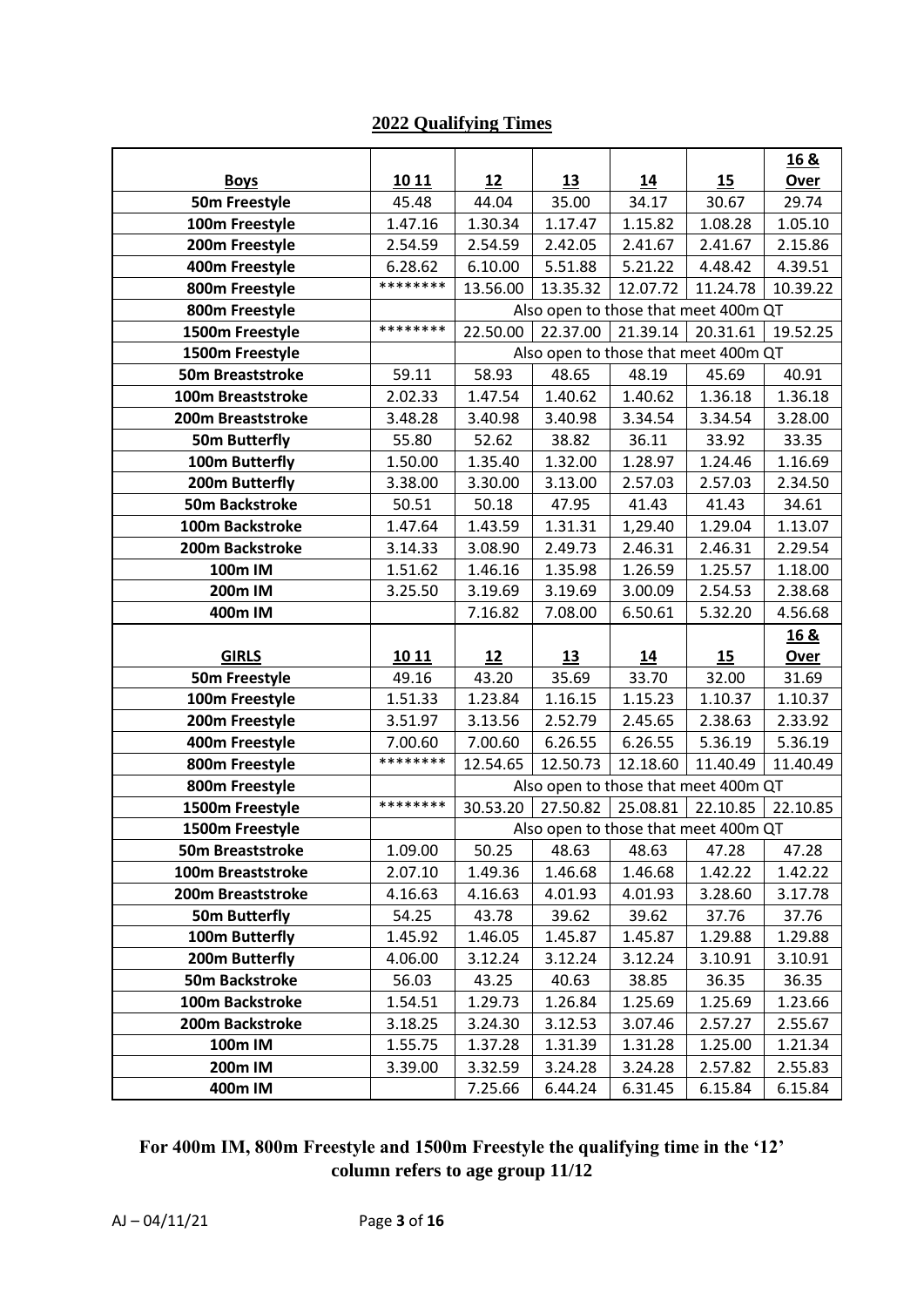## 2022 Qualifying Times

| Boys | 10 11 | 12 | 13 | 14 | 15 | 16 & Over |
|---|---|---|---|---|---|---|
| 50m Freestyle | 45.48 | 44.04 | 35.00 | 34.17 | 30.67 | 29.74 |
| 100m Freestyle | 1.47.16 | 1.30.34 | 1.17.47 | 1.15.82 | 1.08.28 | 1.05.10 |
| 200m Freestyle | 2.54.59 | 2.54.59 | 2.42.05 | 2.41.67 | 2.41.67 | 2.15.86 |
| 400m Freestyle | 6.28.62 | 6.10.00 | 5.51.88 | 5.21.22 | 4.48.42 | 4.39.51 |
| 800m Freestyle | ******** | 13.56.00 | 13.35.32 | 12.07.72 | 11.24.78 | 10.39.22 |
| 800m Freestyle | | Also open to those that meet 400m QT | | | | |
| 1500m Freestyle | ******** | 22.50.00 | 22.37.00 | 21.39.14 | 20.31.61 | 19.52.25 |
| 1500m Freestyle | | Also open to those that meet 400m QT | | | | |
| 50m Breaststroke | 59.11 | 58.93 | 48.65 | 48.19 | 45.69 | 40.91 |
| 100m Breaststroke | 2.02.33 | 1.47.54 | 1.40.62 | 1.40.62 | 1.36.18 | 1.36.18 |
| 200m Breaststroke | 3.48.28 | 3.40.98 | 3.40.98 | 3.34.54 | 3.34.54 | 3.28.00 |
| 50m Butterfly | 55.80 | 52.62 | 38.82 | 36.11 | 33.92 | 33.35 |
| 100m Butterfly | 1.50.00 | 1.35.40 | 1.32.00 | 1.28.97 | 1.24.46 | 1.16.69 |
| 200m Butterfly | 3.38.00 | 3.30.00 | 3.13.00 | 2.57.03 | 2.57.03 | 2.34.50 |
| 50m Backstroke | 50.51 | 50.18 | 47.95 | 41.43 | 41.43 | 34.61 |
| 100m Backstroke | 1.47.64 | 1.43.59 | 1.31.31 | 1,29.40 | 1.29.04 | 1.13.07 |
| 200m Backstroke | 3.14.33 | 3.08.90 | 2.49.73 | 2.46.31 | 2.46.31 | 2.29.54 |
| 100m IM | 1.51.62 | 1.46.16 | 1.35.98 | 1.26.59 | 1.25.57 | 1.18.00 |
| 200m IM | 3.25.50 | 3.19.69 | 3.19.69 | 3.00.09 | 2.54.53 | 2.38.68 |
| 400m IM | | 7.16.82 | 7.08.00 | 6.50.61 | 5.32.20 | 4.56.68 |
| **GIRLS** | **10 11** | **12** | **13** | **14** | **15** | **16 & Over** |
| 50m Freestyle | 49.16 | 43.20 | 35.69 | 33.70 | 32.00 | 31.69 |
| 100m Freestyle | 1.51.33 | 1.23.84 | 1.16.15 | 1.15.23 | 1.10.37 | 1.10.37 |
| 200m Freestyle | 3.51.97 | 3.13.56 | 2.52.79 | 2.45.65 | 2.38.63 | 2.33.92 |
| 400m Freestyle | 7.00.60 | 7.00.60 | 6.26.55 | 6.26.55 | 5.36.19 | 5.36.19 |
| 800m Freestyle | ******** | 12.54.65 | 12.50.73 | 12.18.60 | 11.40.49 | 11.40.49 |
| 800m Freestyle | | Also open to those that meet 400m QT | | | | |
| 1500m Freestyle | ******** | 30.53.20 | 27.50.82 | 25.08.81 | 22.10.85 | 22.10.85 |
| 1500m Freestyle | | Also open to those that meet 400m QT | | | | |
| 50m Breaststroke | 1.09.00 | 50.25 | 48.63 | 48.63 | 47.28 | 47.28 |
| 100m Breaststroke | 2.07.10 | 1.49.36 | 1.46.68 | 1.46.68 | 1.42.22 | 1.42.22 |
| 200m Breaststroke | 4.16.63 | 4.16.63 | 4.01.93 | 4.01.93 | 3.28.60 | 3.17.78 |
| 50m Butterfly | 54.25 | 43.78 | 39.62 | 39.62 | 37.76 | 37.76 |
| 100m Butterfly | 1.45.92 | 1.46.05 | 1.45.87 | 1.45.87 | 1.29.88 | 1.29.88 |
| 200m Butterfly | 4.06.00 | 3.12.24 | 3.12.24 | 3.12.24 | 3.10.91 | 3.10.91 |
| 50m Backstroke | 56.03 | 43.25 | 40.63 | 38.85 | 36.35 | 36.35 |
| 100m Backstroke | 1.54.51 | 1.29.73 | 1.26.84 | 1.25.69 | 1.25.69 | 1.23.66 |
| 200m Backstroke | 3.18.25 | 3.24.30 | 3.12.53 | 3.07.46 | 2.57.27 | 2.55.67 |
| 100m IM | 1.55.75 | 1.37.28 | 1.31.39 | 1.31.28 | 1.25.00 | 1.21.34 |
| 200m IM | 3.39.00 | 3.32.59 | 3.24.28 | 3.24.28 | 2.57.82 | 2.55.83 |
| 400m IM | | 7.25.66 | 6.44.24 | 6.31.45 | 6.15.84 | 6.15.84 |

**For 400m IM, 800m Freestyle and 1500m Freestyle the qualifying time in the '12' column refers to age group 11/12**

AJ – 04/11/21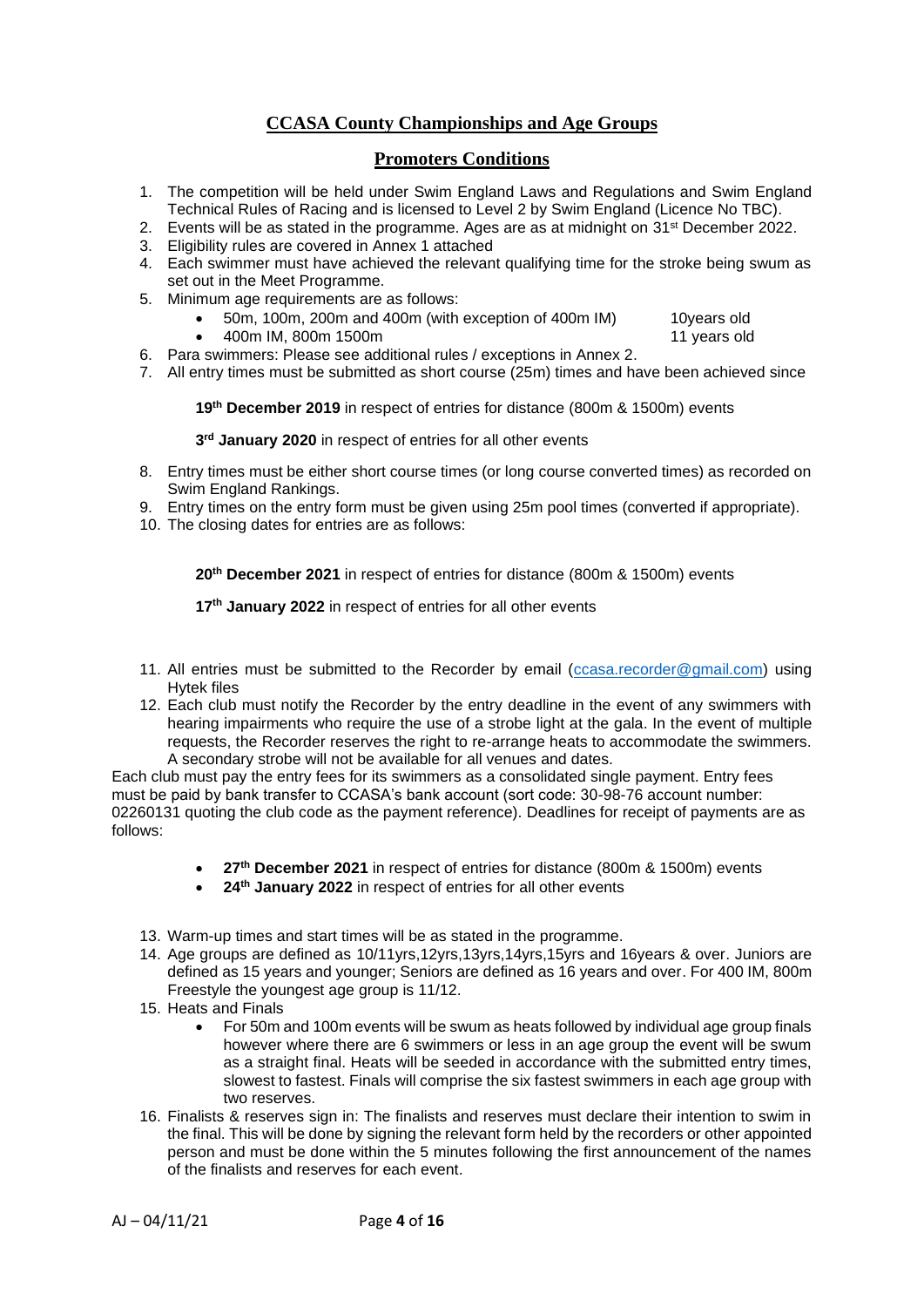## CCASA County Championships and Age Groups

## Promoters Conditions

1. The competition will be held under Swim England Laws and Regulations and Swim England Technical Rules of Racing and is licensed to Level 2 by Swim England (Licence No TBC).
2. Events will be as stated in the programme. Ages are as at midnight on 31st December 2022.
3. Eligibility rules are covered in Annex 1 attached
4. Each swimmer must have achieved the relevant qualifying time for the stroke being swum as set out in the Meet Programme.
5. Minimum age requirements are as follows:
   - 50m, 100m, 200m and 400m (with exception of 400m IM) 10years old
   - 400m IM, 800m 1500m 11 years old
6. Para swimmers: Please see additional rules / exceptions in Annex 2.
7. All entry times must be submitted as short course (25m) times and have been achieved since

   **19th December 2019** in respect of entries for distance (800m & 1500m) events

   **3rd January 2020** in respect of entries for all other events

8. Entry times must be either short course times (or long course converted times) as recorded on Swim England Rankings.
9. Entry times on the entry form must be given using 25m pool times (converted if appropriate).
10. The closing dates for entries are as follows:

    **20th December 2021** in respect of entries for distance (800m & 1500m) events

    **17th January 2022** in respect of entries for all other events

11. All entries must be submitted to the Recorder by email (ccasa.recorder@gmail.com) using Hytek files
12. Each club must notify the Recorder by the entry deadline in the event of any swimmers with hearing impairments who require the use of a strobe light at the gala. In the event of multiple requests, the Recorder reserves the right to re-arrange heats to accommodate the swimmers. A secondary strobe will not be available for all venues and dates.

Each club must pay the entry fees for its swimmers as a consolidated single payment. Entry fees must be paid by bank transfer to CCASA's bank account (sort code: 30-98-76 account number: 02260131 quoting the club code as the payment reference). Deadlines for receipt of payments are as follows:

- **27th December 2021** in respect of entries for distance (800m & 1500m) events
- **24th January 2022** in respect of entries for all other events

13. Warm-up times and start times will be as stated in the programme.
14. Age groups are defined as 10/11yrs,12yrs,13yrs,14yrs,15yrs and 16years & over. Juniors are defined as 15 years and younger; Seniors are defined as 16 years and over. For 400 IM, 800m Freestyle the youngest age group is 11/12.
15. Heats and Finals
    - For 50m and 100m events will be swum as heats followed by individual age group finals however where there are 6 swimmers or less in an age group the event will be swum as a straight final. Heats will be seeded in accordance with the submitted entry times, slowest to fastest. Finals will comprise the six fastest swimmers in each age group with two reserves.
16. Finalists & reserves sign in: The finalists and reserves must declare their intention to swim in the final. This will be done by signing the relevant form held by the recorders or other appointed person and must be done within the 5 minutes following the first announcement of the names of the finalists and reserves for each event.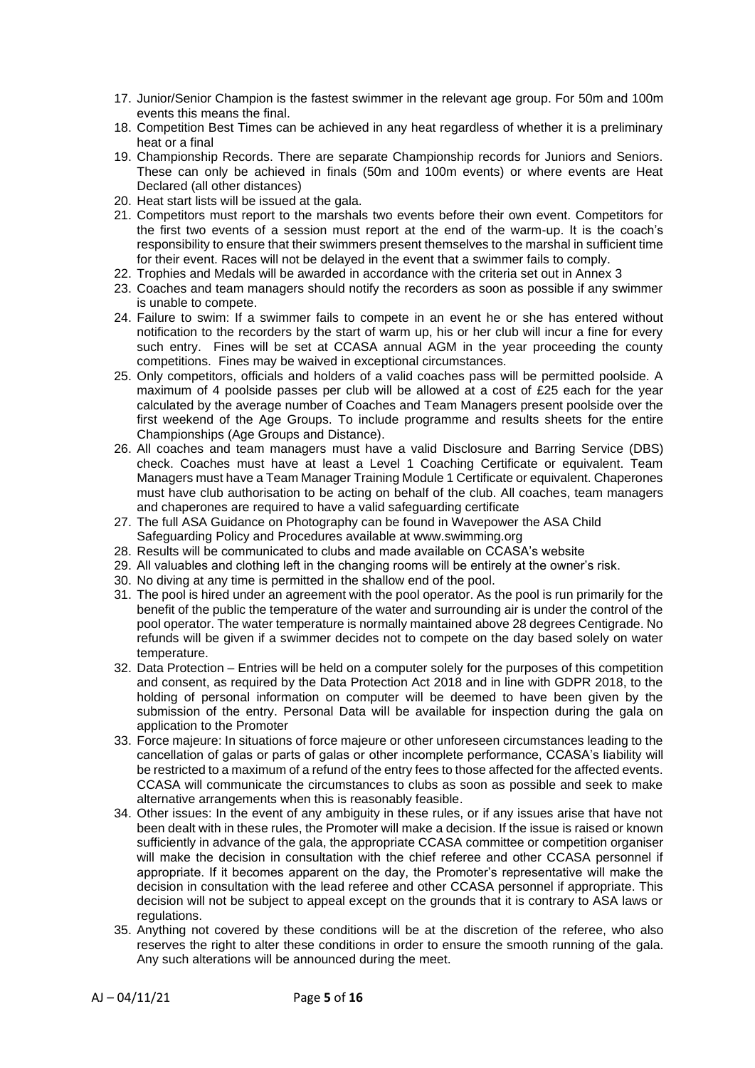17. Junior/Senior Champion is the fastest swimmer in the relevant age group. For 50m and 100m events this means the final.
18. Competition Best Times can be achieved in any heat regardless of whether it is a preliminary heat or a final
19. Championship Records. There are separate Championship records for Juniors and Seniors. These can only be achieved in finals (50m and 100m events) or where events are Heat Declared (all other distances)
20. Heat start lists will be issued at the gala.
21. Competitors must report to the marshals two events before their own event. Competitors for the first two events of a session must report at the end of the warm-up. It is the coach's responsibility to ensure that their swimmers present themselves to the marshal in sufficient time for their event. Races will not be delayed in the event that a swimmer fails to comply.
22. Trophies and Medals will be awarded in accordance with the criteria set out in Annex 3
23. Coaches and team managers should notify the recorders as soon as possible if any swimmer is unable to compete.
24. Failure to swim: If a swimmer fails to compete in an event he or she has entered without notification to the recorders by the start of warm up, his or her club will incur a fine for every such entry. Fines will be set at CCASA annual AGM in the year proceeding the county competitions. Fines may be waived in exceptional circumstances.
25. Only competitors, officials and holders of a valid coaches pass will be permitted poolside. A maximum of 4 poolside passes per club will be allowed at a cost of £25 each for the year calculated by the average number of Coaches and Team Managers present poolside over the first weekend of the Age Groups. To include programme and results sheets for the entire Championships (Age Groups and Distance).
26. All coaches and team managers must have a valid Disclosure and Barring Service (DBS) check. Coaches must have at least a Level 1 Coaching Certificate or equivalent. Team Managers must have a Team Manager Training Module 1 Certificate or equivalent. Chaperones must have club authorisation to be acting on behalf of the club. All coaches, team managers and chaperones are required to have a valid safeguarding certificate
27. The full ASA Guidance on Photography can be found in Wavepower the ASA Child Safeguarding Policy and Procedures available at www.swimming.org
28. Results will be communicated to clubs and made available on CCASA's website
29. All valuables and clothing left in the changing rooms will be entirely at the owner's risk.
30. No diving at any time is permitted in the shallow end of the pool.
31. The pool is hired under an agreement with the pool operator. As the pool is run primarily for the benefit of the public the temperature of the water and surrounding air is under the control of the pool operator. The water temperature is normally maintained above 28 degrees Centigrade. No refunds will be given if a swimmer decides not to compete on the day based solely on water temperature.
32. Data Protection – Entries will be held on a computer solely for the purposes of this competition and consent, as required by the Data Protection Act 2018 and in line with GDPR 2018, to the holding of personal information on computer will be deemed to have been given by the submission of the entry. Personal Data will be available for inspection during the gala on application to the Promoter
33. Force majeure: In situations of force majeure or other unforeseen circumstances leading to the cancellation of galas or parts of galas or other incomplete performance, CCASA's liability will be restricted to a maximum of a refund of the entry fees to those affected for the affected events. CCASA will communicate the circumstances to clubs as soon as possible and seek to make alternative arrangements when this is reasonably feasible.
34. Other issues: In the event of any ambiguity in these rules, or if any issues arise that have not been dealt with in these rules, the Promoter will make a decision. If the issue is raised or known sufficiently in advance of the gala, the appropriate CCASA committee or competition organiser will make the decision in consultation with the chief referee and other CCASA personnel if appropriate. If it becomes apparent on the day, the Promoter's representative will make the decision in consultation with the lead referee and other CCASA personnel if appropriate. This decision will not be subject to appeal except on the grounds that it is contrary to ASA laws or regulations.
35. Anything not covered by these conditions will be at the discretion of the referee, who also reserves the right to alter these conditions in order to ensure the smooth running of the gala. Any such alterations will be announced during the meet.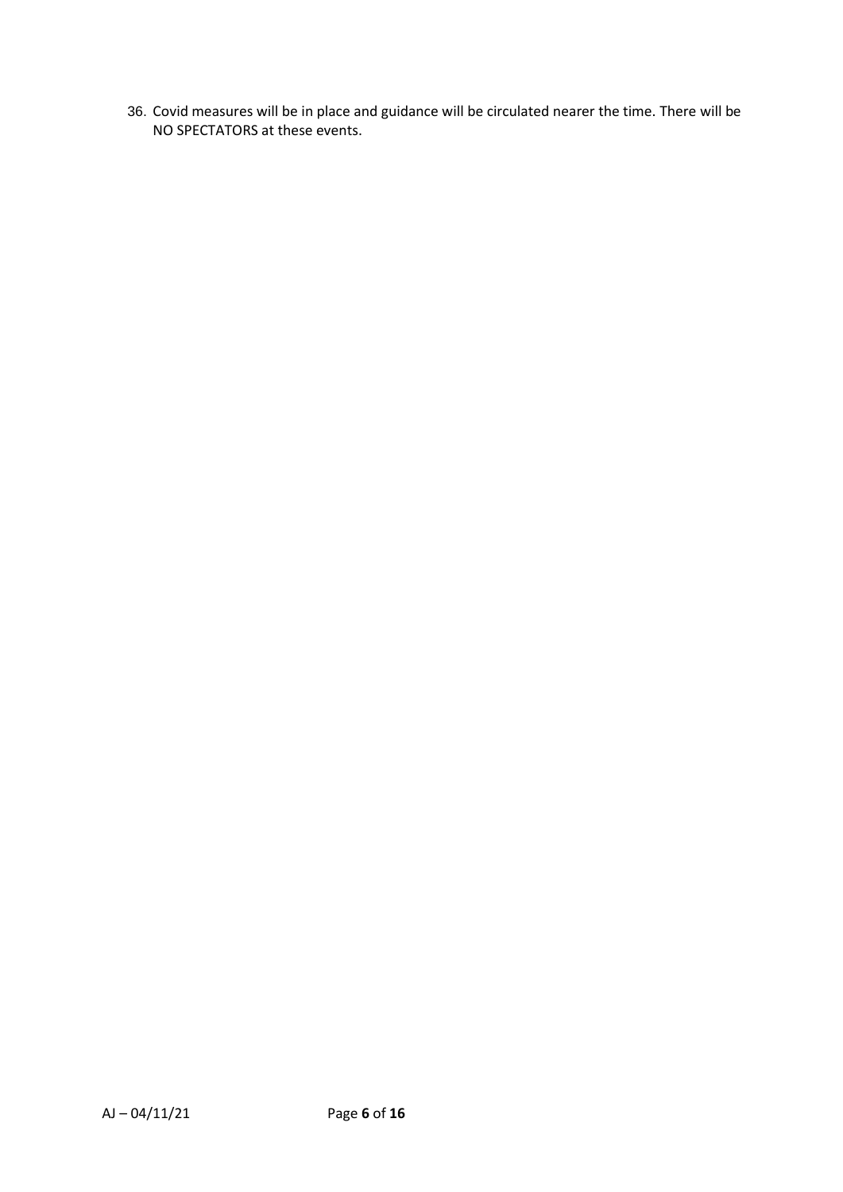36. Covid measures will be in place and guidance will be circulated nearer the time. There will be NO SPECTATORS at these events.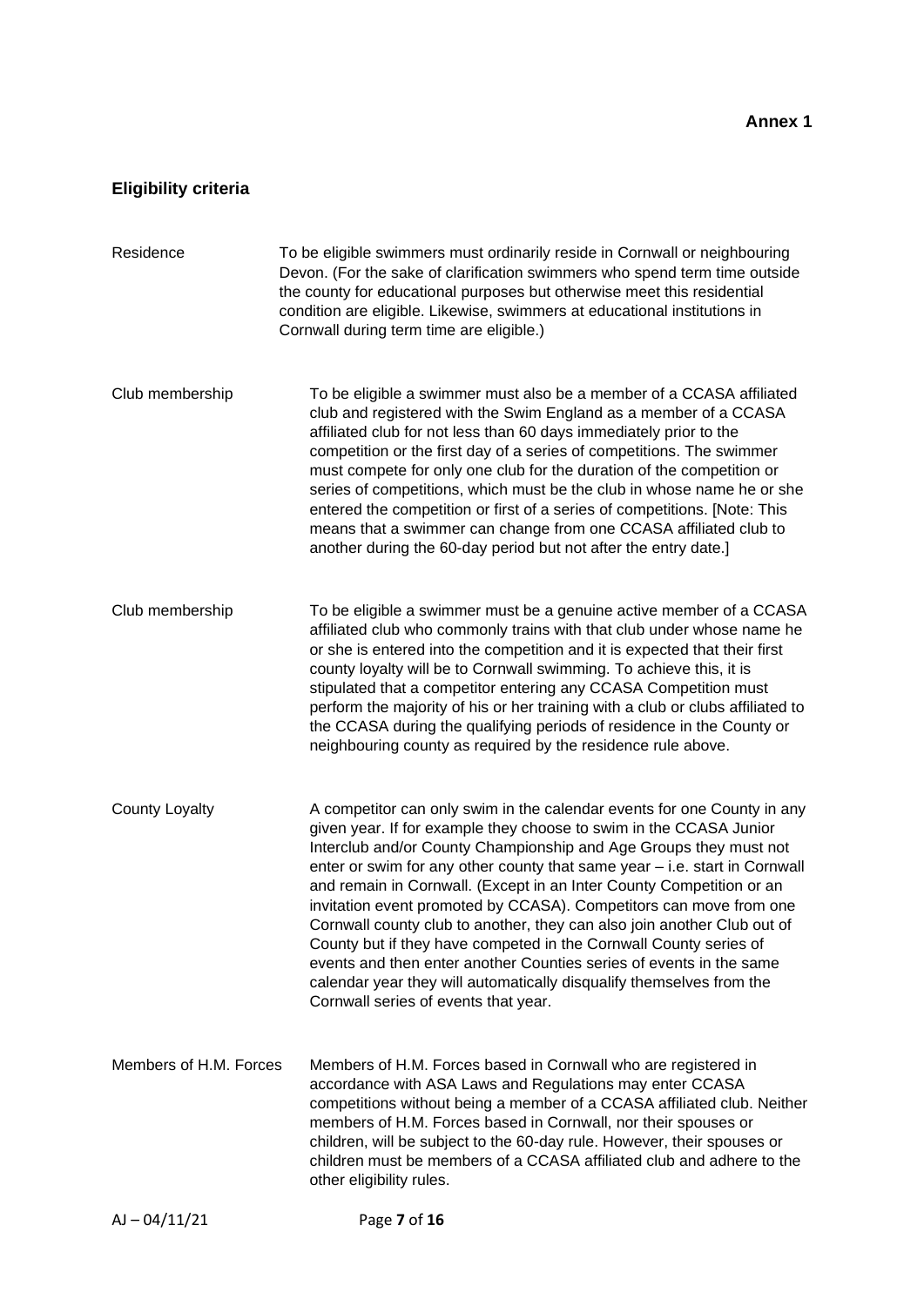**Annex 1**

## Eligibility criteria

| | |
|---|---|
| Residence | To be eligible swimmers must ordinarily reside in Cornwall or neighbouring Devon. (For the sake of clarification swimmers who spend term time outside the county for educational purposes but otherwise meet this residential condition are eligible. Likewise, swimmers at educational institutions in Cornwall during term time are eligible.) |
| Club membership | To be eligible a swimmer must also be a member of a CCASA affiliated club and registered with the Swim England as a member of a CCASA affiliated club for not less than 60 days immediately prior to the competition or the first day of a series of competitions. The swimmer must compete for only one club for the duration of the competition or series of competitions, which must be the club in whose name he or she entered the competition or first of a series of competitions. [Note: This means that a swimmer can change from one CCASA affiliated club to another during the 60-day period but not after the entry date.] |
| Club membership | To be eligible a swimmer must be a genuine active member of a CCASA affiliated club who commonly trains with that club under whose name he or she is entered into the competition and it is expected that their first county loyalty will be to Cornwall swimming. To achieve this, it is stipulated that a competitor entering any CCASA Competition must perform the majority of his or her training with a club or clubs affiliated to the CCASA during the qualifying periods of residence in the County or neighbouring county as required by the residence rule above. |
| County Loyalty | A competitor can only swim in the calendar events for one County in any given year. If for example they choose to swim in the CCASA Junior Interclub and/or County Championship and Age Groups they must not enter or swim for any other county that same year – i.e. start in Cornwall and remain in Cornwall. (Except in an Inter County Competition or an invitation event promoted by CCASA). Competitors can move from one Cornwall county club to another, they can also join another Club out of County but if they have competed in the Cornwall County series of events and then enter another Counties series of events in the same calendar year they will automatically disqualify themselves from the Cornwall series of events that year. |
| Members of H.M. Forces | Members of H.M. Forces based in Cornwall who are registered in accordance with ASA Laws and Regulations may enter CCASA competitions without being a member of a CCASA affiliated club. Neither members of H.M. Forces based in Cornwall, nor their spouses or children, will be subject to the 60-day rule. However, their spouses or children must be members of a CCASA affiliated club and adhere to the other eligibility rules. |

AJ – 04/11/21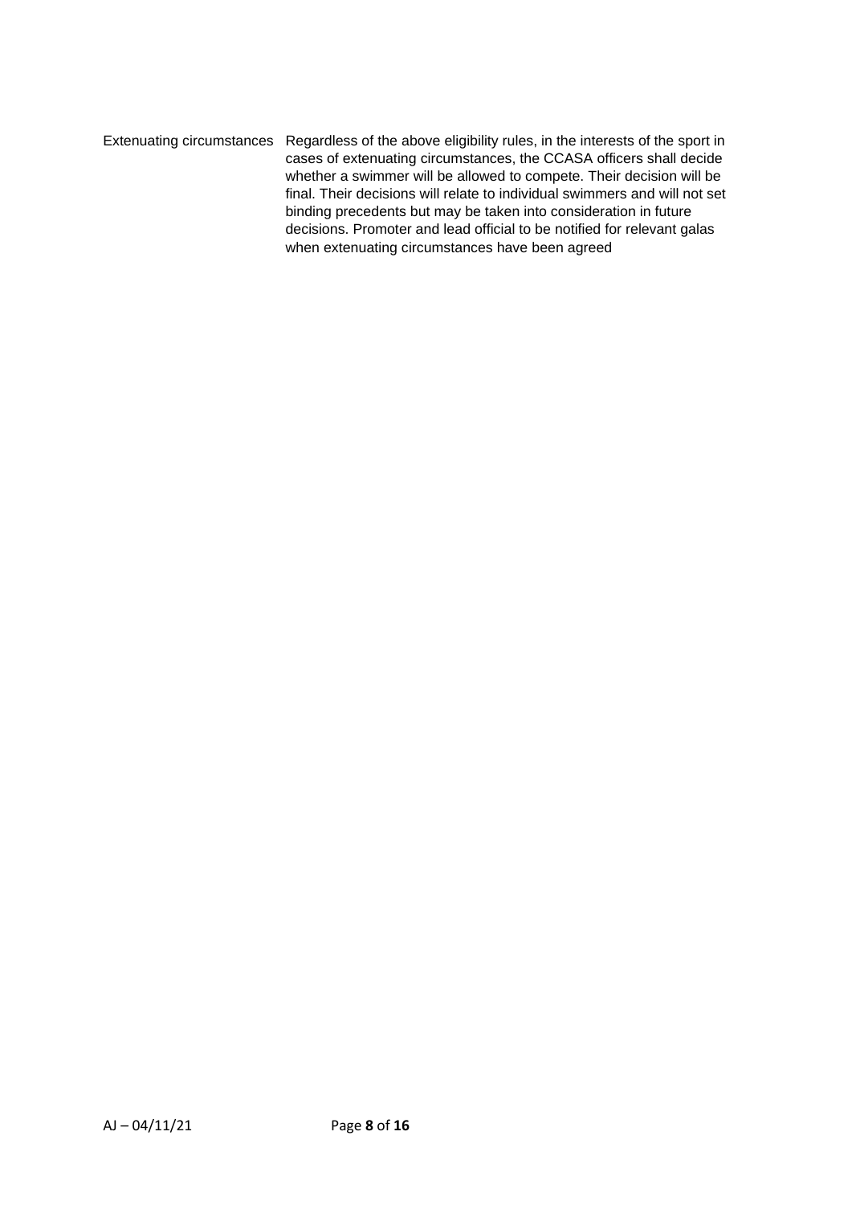| | |
|---|---|
| Extenuating circumstances | Regardless of the above eligibility rules, in the interests of the sport in cases of extenuating circumstances, the CCASA officers shall decide whether a swimmer will be allowed to compete. Their decision will be final. Their decisions will relate to individual swimmers and will not set binding precedents but may be taken into consideration in future decisions. Promoter and lead official to be notified for relevant galas when extenuating circumstances have been agreed |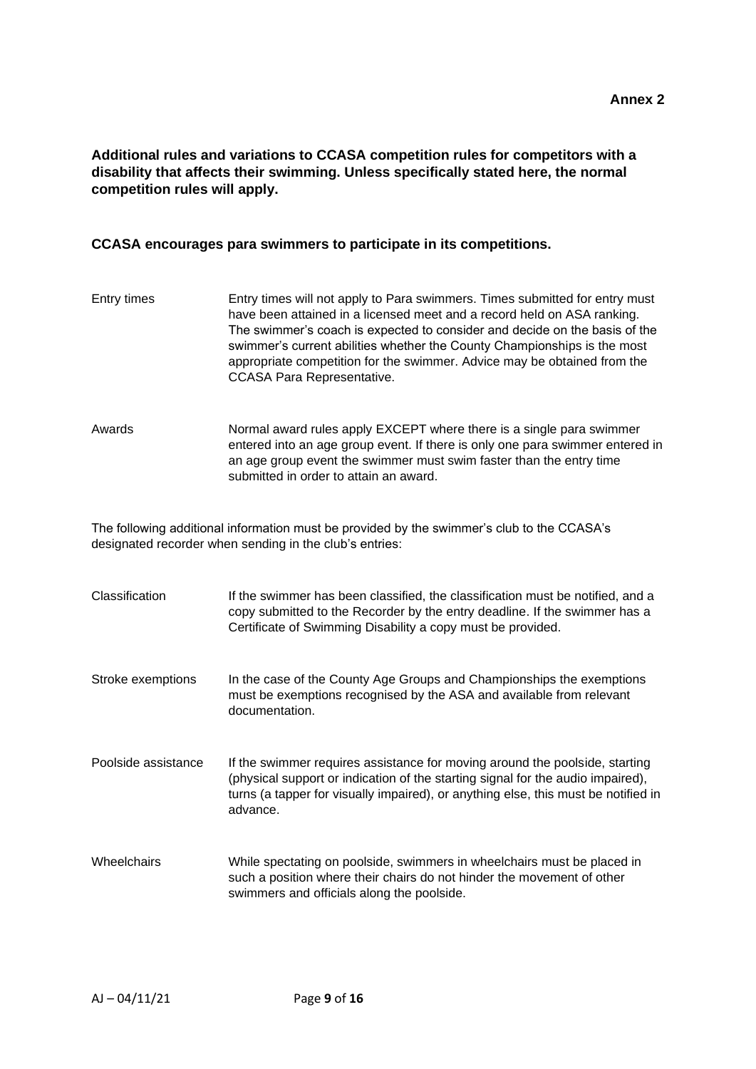**Annex 2**

**Additional rules and variations to CCASA competition rules for competitors with a disability that affects their swimming. Unless specifically stated here, the normal competition rules will apply.**

**CCASA encourages para swimmers to participate in its competitions.**

| | |
|---|---|
| Entry times | Entry times will not apply to Para swimmers. Times submitted for entry must have been attained in a licensed meet and a record held on ASA ranking. The swimmer's coach is expected to consider and decide on the basis of the swimmer's current abilities whether the County Championships is the most appropriate competition for the swimmer. Advice may be obtained from the CCASA Para Representative. |
| Awards | Normal award rules apply EXCEPT where there is a single para swimmer entered into an age group event. If there is only one para swimmer entered in an age group event the swimmer must swim faster than the entry time submitted in order to attain an award. |

The following additional information must be provided by the swimmer's club to the CCASA's designated recorder when sending in the club's entries:

| | |
|---|---|
| Classification | If the swimmer has been classified, the classification must be notified, and a copy submitted to the Recorder by the entry deadline. If the swimmer has a Certificate of Swimming Disability a copy must be provided. |
| Stroke exemptions | In the case of the County Age Groups and Championships the exemptions must be exemptions recognised by the ASA and available from relevant documentation. |
| Poolside assistance | If the swimmer requires assistance for moving around the poolside, starting (physical support or indication of the starting signal for the audio impaired), turns (a tapper for visually impaired), or anything else, this must be notified in advance. |
| Wheelchairs | While spectating on poolside, swimmers in wheelchairs must be placed in such a position where their chairs do not hinder the movement of other swimmers and officials along the poolside. |

AJ – 04/11/21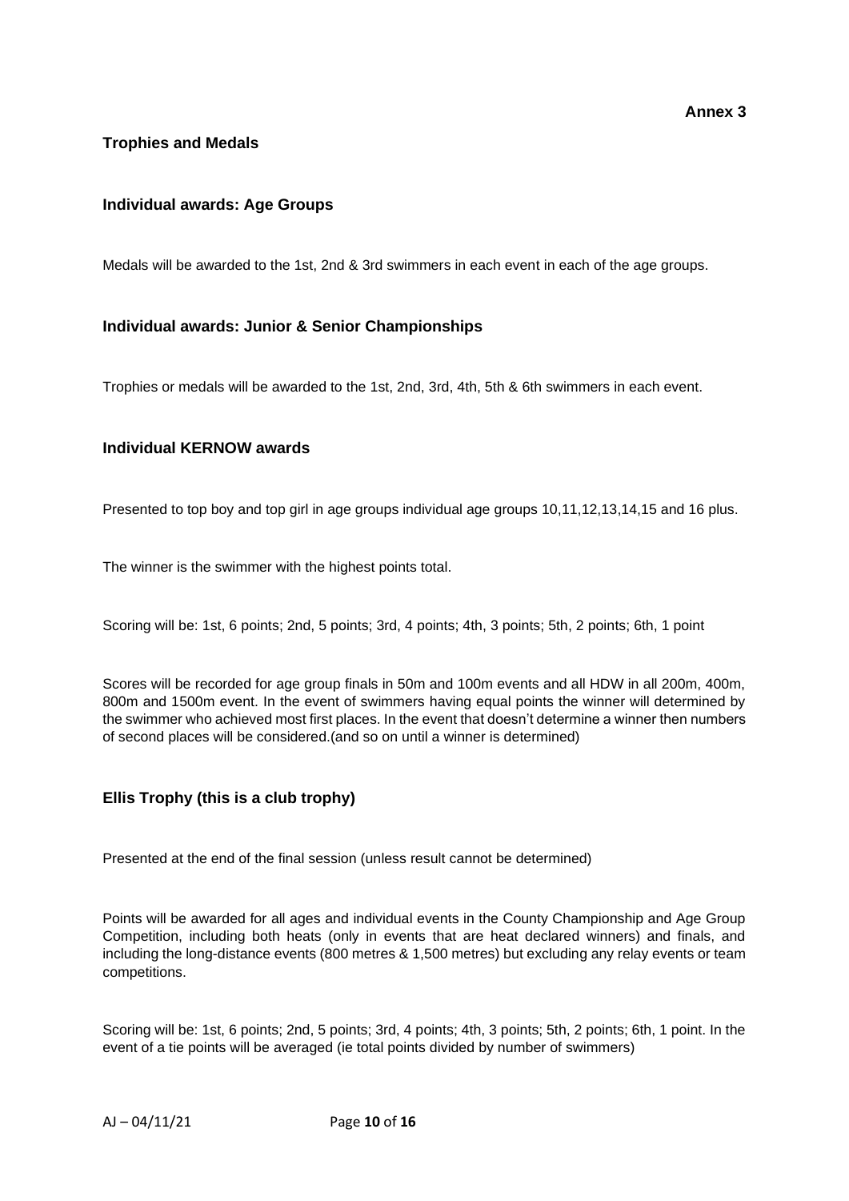**Annex 3**

## Trophies and Medals

### Individual awards: Age Groups

Medals will be awarded to the 1st, 2nd & 3rd swimmers in each event in each of the age groups.

### Individual awards: Junior & Senior Championships

Trophies or medals will be awarded to the 1st, 2nd, 3rd, 4th, 5th & 6th swimmers in each event.

### Individual KERNOW awards

Presented to top boy and top girl in age groups individual age groups 10,11,12,13,14,15 and 16 plus.

The winner is the swimmer with the highest points total.

Scoring will be: 1st, 6 points; 2nd, 5 points; 3rd, 4 points; 4th, 3 points; 5th, 2 points; 6th, 1 point

Scores will be recorded for age group finals in 50m and 100m events and all HDW in all 200m, 400m, 800m and 1500m event. In the event of swimmers having equal points the winner will determined by the swimmer who achieved most first places. In the event that doesn't determine a winner then numbers of second places will be considered.(and so on until a winner is determined)

### Ellis Trophy (this is a club trophy)

Presented at the end of the final session (unless result cannot be determined)

Points will be awarded for all ages and individual events in the County Championship and Age Group Competition, including both heats (only in events that are heat declared winners) and finals, and including the long-distance events (800 metres & 1,500 metres) but excluding any relay events or team competitions.

Scoring will be: 1st, 6 points; 2nd, 5 points; 3rd, 4 points; 4th, 3 points; 5th, 2 points; 6th, 1 point. In the event of a tie points will be averaged (ie total points divided by number of swimmers)

AJ – 04/11/21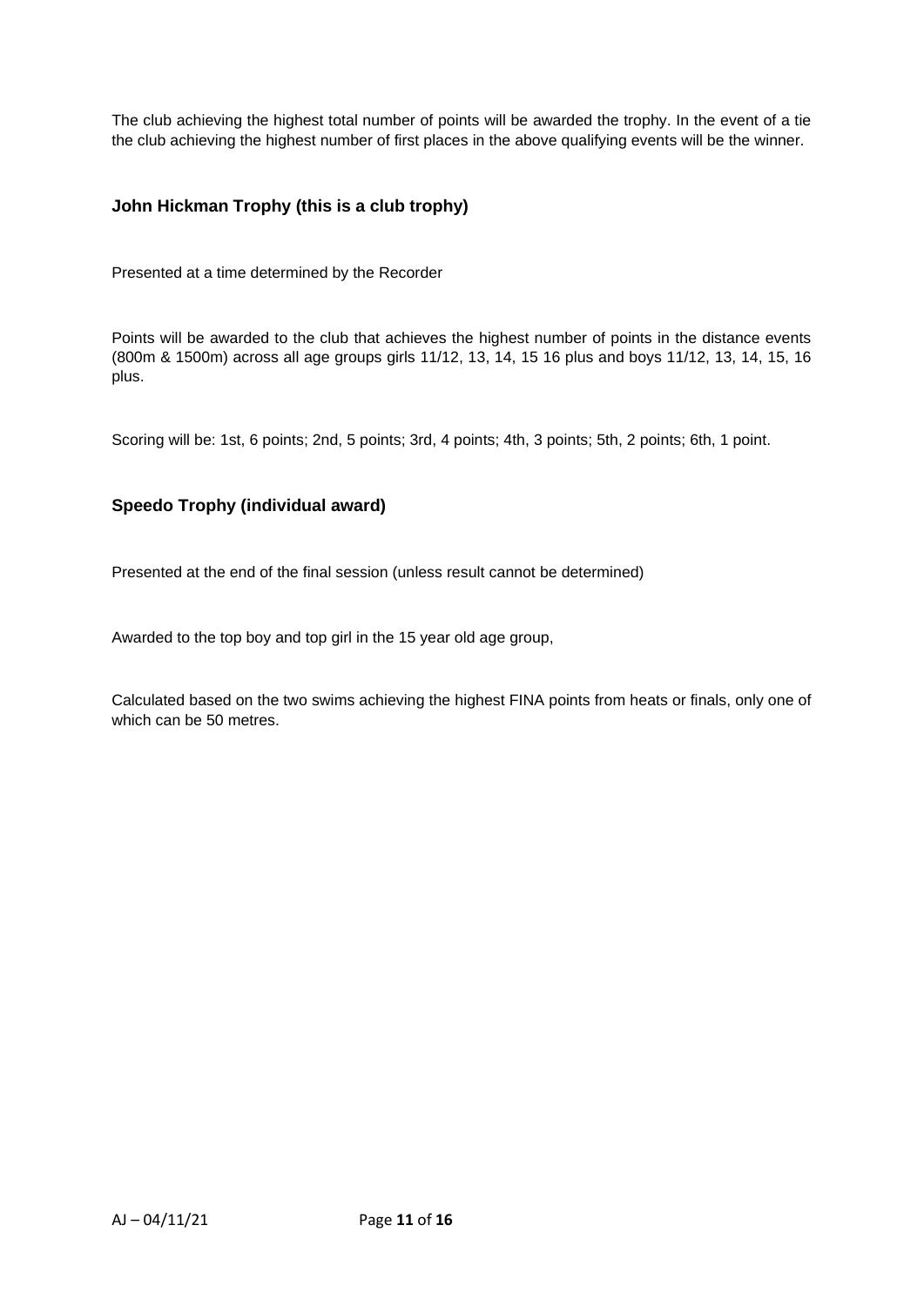The club achieving the highest total number of points will be awarded the trophy. In the event of a tie the club achieving the highest number of first places in the above qualifying events will be the winner.

### John Hickman Trophy (this is a club trophy)

Presented at a time determined by the Recorder

Points will be awarded to the club that achieves the highest number of points in the distance events (800m & 1500m) across all age groups girls 11/12, 13, 14, 15 16 plus and boys 11/12, 13, 14, 15, 16 plus.

Scoring will be: 1st, 6 points; 2nd, 5 points; 3rd, 4 points; 4th, 3 points; 5th, 2 points; 6th, 1 point.

### Speedo Trophy (individual award)

Presented at the end of the final session (unless result cannot be determined)

Awarded to the top boy and top girl in the 15 year old age group,

Calculated based on the two swims achieving the highest FINA points from heats or finals, only one of which can be 50 metres.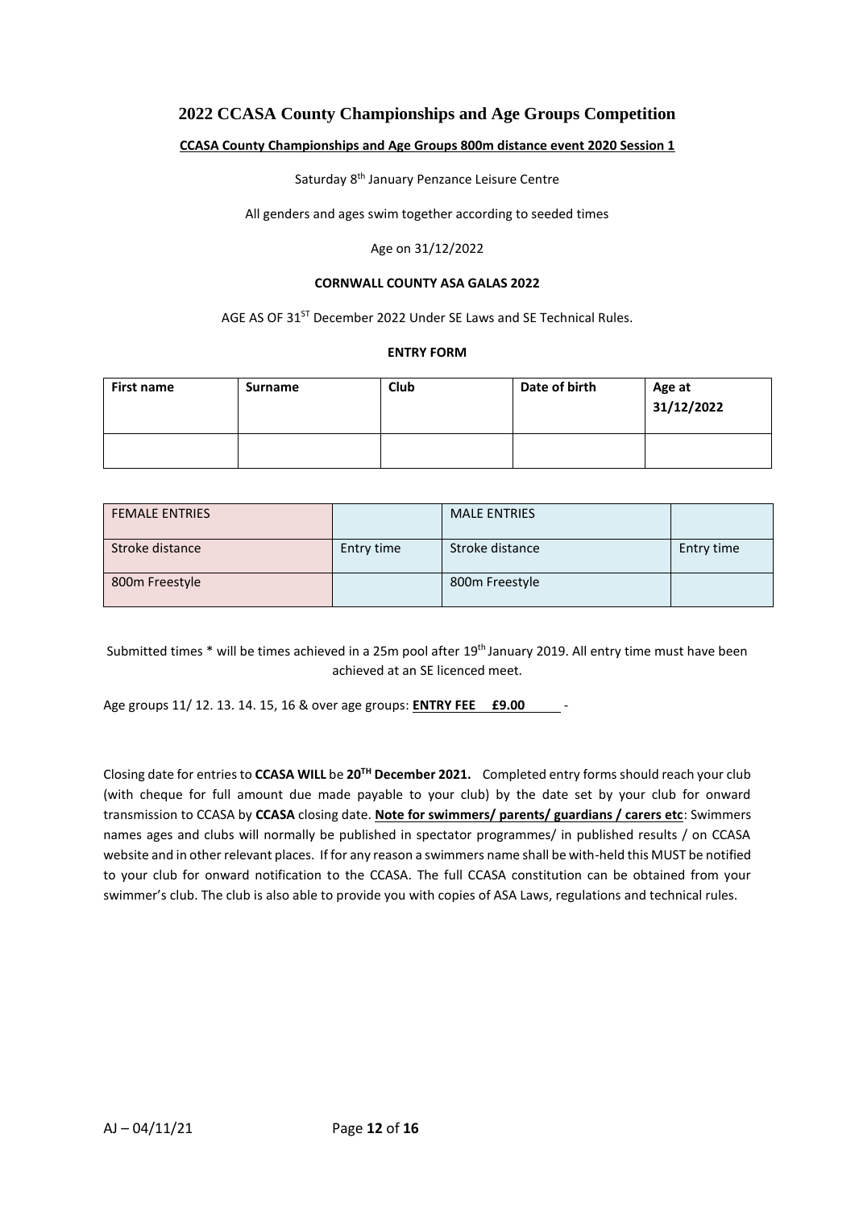# 2022 CCASA County Championships and Age Groups Competition

**CCASA County Championships and Age Groups 800m distance event 2020 Session 1**

Saturday 8th January Penzance Leisure Centre

All genders and ages swim together according to seeded times

Age on 31/12/2022

**CORNWALL COUNTY ASA GALAS 2022**

AGE AS OF 31ST December 2022 Under SE Laws and SE Technical Rules.

**ENTRY FORM**

| First name | Surname | Club | Date of birth | Age at 31/12/2022 |
|---|---|---|---|---|
| | | | | |

| FEMALE ENTRIES | | MALE ENTRIES | |
|---|---|---|---|
| Stroke distance | Entry time | Stroke distance | Entry time |
| 800m Freestyle | | 800m Freestyle | |

Submitted times * will be times achieved in a 25m pool after 19th January 2019. All entry time must have been achieved at an SE licenced meet.

Age groups 11/ 12. 13. 14. 15, 16 & over age groups: **ENTRY FEE £9.00** -

Closing date for entries to **CCASA WILL** be **20TH December 2021.** Completed entry forms should reach your club (with cheque for full amount due made payable to your club) by the date set by your club for onward transmission to CCASA by **CCASA** closing date. **Note for swimmers/ parents/ guardians / carers etc**: Swimmers names ages and clubs will normally be published in spectator programmes/ in published results / on CCASA website and in other relevant places. If for any reason a swimmers name shall be with-held this MUST be notified to your club for onward notification to the CCASA. The full CCASA constitution can be obtained from your swimmer's club. The club is also able to provide you with copies of ASA Laws, regulations and technical rules.

AJ – 04/11/21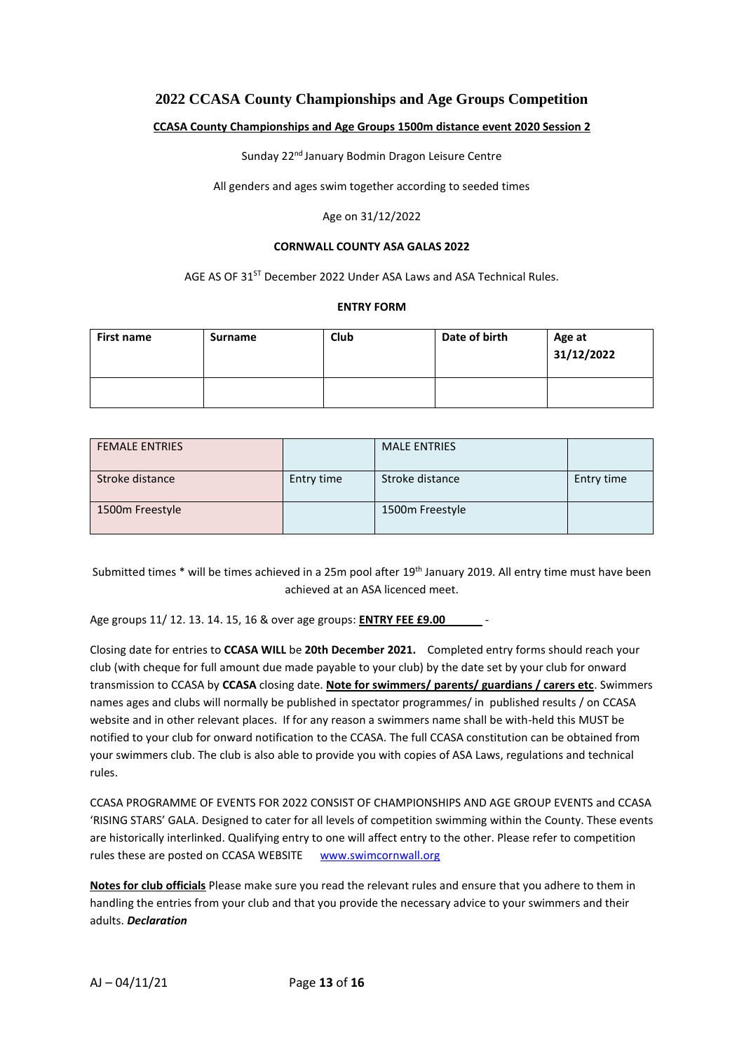## 2022 CCASA County Championships and Age Groups Competition

**CCASA County Championships and Age Groups 1500m distance event 2020 Session 2**

Sunday 22nd January Bodmin Dragon Leisure Centre

All genders and ages swim together according to seeded times

Age on 31/12/2022

**CORNWALL COUNTY ASA GALAS 2022**

AGE AS OF 31ST December 2022 Under ASA Laws and ASA Technical Rules.

**ENTRY FORM**

| First name | Surname | Club | Date of birth | Age at 31/12/2022 |
|---|---|---|---|---|
| | | | | |

| FEMALE ENTRIES | | MALE ENTRIES | |
|---|---|---|---|
| Stroke distance | Entry time | Stroke distance | Entry time |
| 1500m Freestyle | | 1500m Freestyle | |

Submitted times * will be times achieved in a 25m pool after 19th January 2019. All entry time must have been achieved at an ASA licenced meet.

Age groups 11/ 12. 13. 14. 15, 16 & over age groups: **ENTRY FEE £9.00** -

Closing date for entries to **CCASA WILL** be **20th December 2021.** Completed entry forms should reach your club (with cheque for full amount due made payable to your club) by the date set by your club for onward transmission to CCASA by **CCASA** closing date. **Note for swimmers/ parents/ guardians / carers etc**. Swimmers names ages and clubs will normally be published in spectator programmes/ in published results / on CCASA website and in other relevant places. If for any reason a swimmers name shall be with-held this MUST be notified to your club for onward notification to the CCASA. The full CCASA constitution can be obtained from your swimmers club. The club is also able to provide you with copies of ASA Laws, regulations and technical rules.

CCASA PROGRAMME OF EVENTS FOR 2022 CONSIST OF CHAMPIONSHIPS AND AGE GROUP EVENTS and CCASA 'RISING STARS' GALA. Designed to cater for all levels of competition swimming within the County. These events are historically interlinked. Qualifying entry to one will affect entry to the other. Please refer to competition rules these are posted on CCASA WEBSITE www.swimcornwall.org

**Notes for club officials** Please make sure you read the relevant rules and ensure that you adhere to them in handling the entries from your club and that you provide the necessary advice to your swimmers and their adults. ***Declaration***

AJ – 04/11/21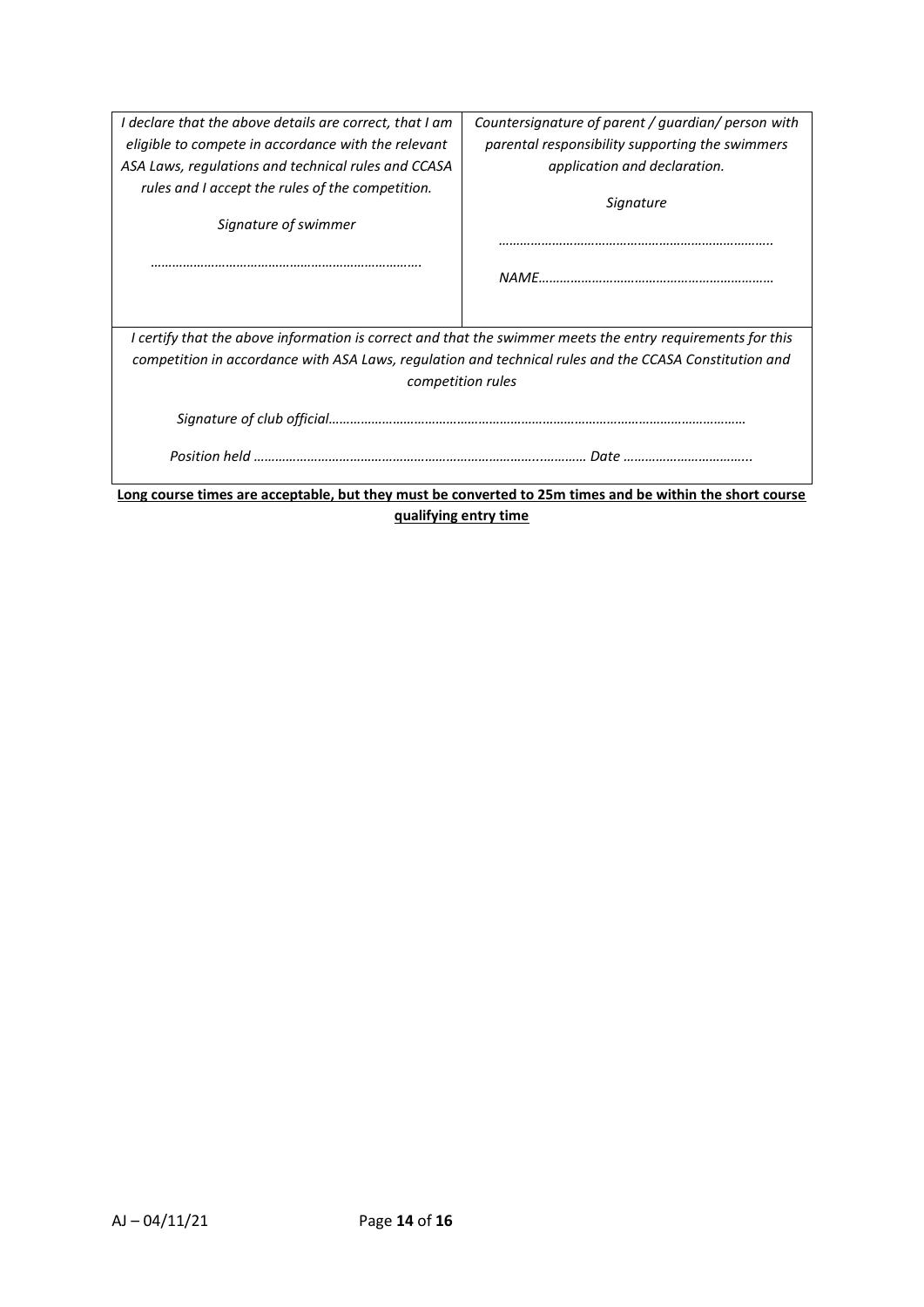| *I declare that the above details are correct, that I am eligible to compete in accordance with the relevant ASA Laws, regulations and technical rules and CCASA rules and I accept the rules of the competition.*<br><br>*Signature of swimmer*<br><br>*…………………………………………………………….* | *Countersignature of parent / guardian/ person with parental responsibility supporting the swimmers application and declaration.*<br><br>*Signature*<br><br>*……………………………………………………………….*<br><br>*NAME………………………………………………………* |
|---|---|
| *I certify that the above information is correct and that the swimmer meets the entry requirements for this competition in accordance with ASA Laws, regulation and technical rules and the CCASA Constitution and competition rules*<br><br>*Signature of club official…………………………………………………………………………………………………………*<br><br>*Position held ……………………………………………………………………..………… Date ……………………………..* | |

**<u>Long course times are acceptable, but they must be converted to 25m times and be within the short course qualifying entry time</u>**

AJ – 04/11/21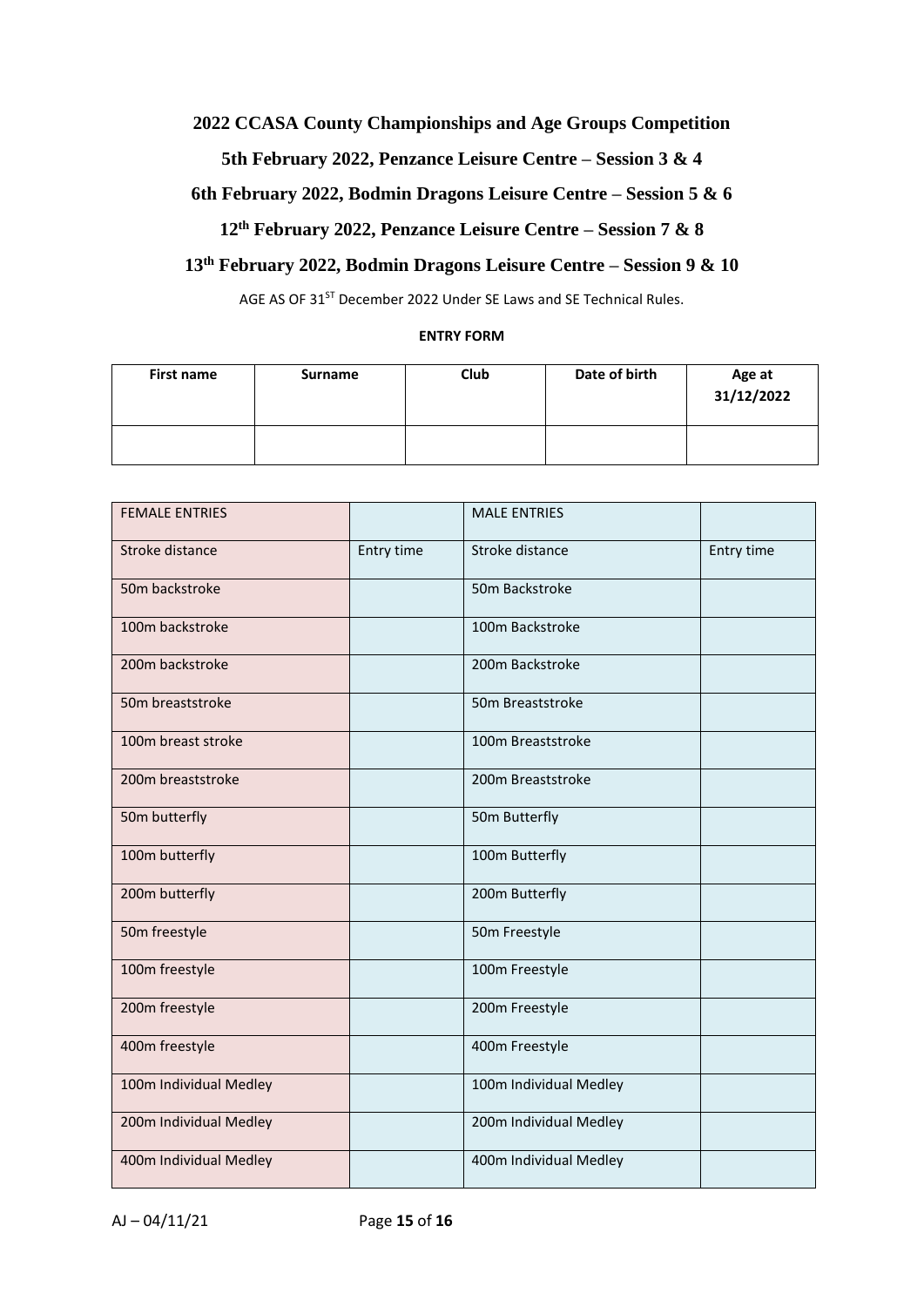**2022 CCASA County Championships and Age Groups Competition**

**5th February 2022, Penzance Leisure Centre – Session 3 & 4**

**6th February 2022, Bodmin Dragons Leisure Centre – Session 5 & 6**

**12th February 2022, Penzance Leisure Centre – Session 7 & 8**

**13th February 2022, Bodmin Dragons Leisure Centre – Session 9 & 10**

AGE AS OF 31ST December 2022 Under SE Laws and SE Technical Rules.

**ENTRY FORM**

| First name | Surname | Club | Date of birth | Age at 31/12/2022 |
|---|---|---|---|---|
| | | | | |

| FEMALE ENTRIES | | MALE ENTRIES | |
|---|---|---|---|
| Stroke distance | Entry time | Stroke distance | Entry time |
| 50m backstroke | | 50m Backstroke | |
| 100m backstroke | | 100m Backstroke | |
| 200m backstroke | | 200m Backstroke | |
| 50m breaststroke | | 50m Breaststroke | |
| 100m breast stroke | | 100m Breaststroke | |
| 200m breaststroke | | 200m Breaststroke | |
| 50m butterfly | | 50m Butterfly | |
| 100m butterfly | | 100m Butterfly | |
| 200m butterfly | | 200m Butterfly | |
| 50m freestyle | | 50m Freestyle | |
| 100m freestyle | | 100m Freestyle | |
| 200m freestyle | | 200m Freestyle | |
| 400m freestyle | | 400m Freestyle | |
| 100m Individual Medley | | 100m Individual Medley | |
| 200m Individual Medley | | 200m Individual Medley | |
| 400m Individual Medley | | 400m Individual Medley | |

AJ – 04/11/21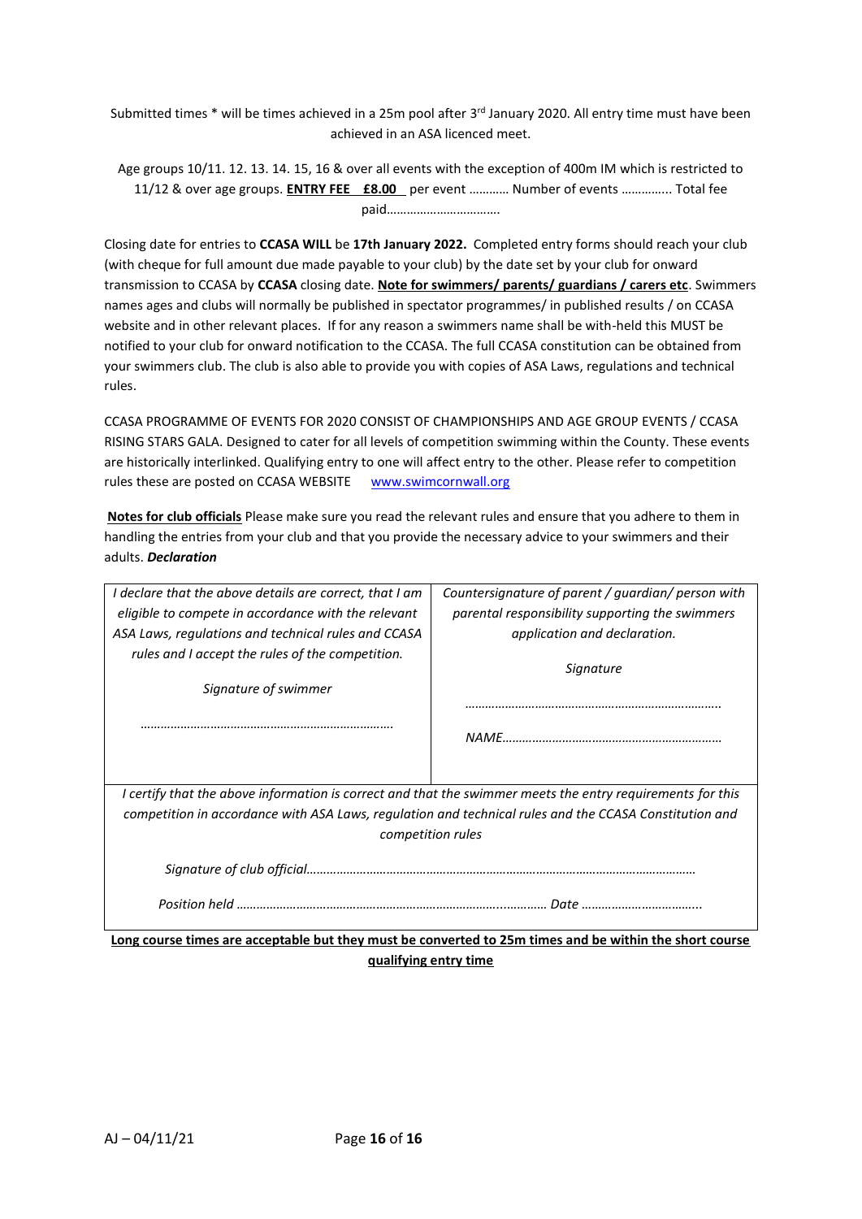Submitted times * will be times achieved in a 25m pool after 3rd January 2020. All entry time must have been achieved in an ASA licenced meet.

Age groups 10/11. 12. 13. 14. 15, 16 & over all events with the exception of 400m IM which is restricted to 11/12 & over age groups. **ENTRY FEE £8.00** per event ………… Number of events ………….. Total fee paid…………………………….

Closing date for entries to **CCASA WILL** be **17th January 2022.** Completed entry forms should reach your club (with cheque for full amount due made payable to your club) by the date set by your club for onward transmission to CCASA by **CCASA** closing date. **Note for swimmers/ parents/ guardians / carers etc**. Swimmers names ages and clubs will normally be published in spectator programmes/ in published results / on CCASA website and in other relevant places. If for any reason a swimmers name shall be with-held this MUST be notified to your club for onward notification to the CCASA. The full CCASA constitution can be obtained from your swimmers club. The club is also able to provide you with copies of ASA Laws, regulations and technical rules.

CCASA PROGRAMME OF EVENTS FOR 2020 CONSIST OF CHAMPIONSHIPS AND AGE GROUP EVENTS / CCASA RISING STARS GALA. Designed to cater for all levels of competition swimming within the County. These events are historically interlinked. Qualifying entry to one will affect entry to the other. Please refer to competition rules these are posted on CCASA WEBSITE www.swimcornwall.org

**Notes for club officials** Please make sure you read the relevant rules and ensure that you adhere to them in handling the entries from your club and that you provide the necessary advice to your swimmers and their adults. ***Declaration***

| | |
|---|---|
| *I declare that the above details are correct, that I am eligible to compete in accordance with the relevant ASA Laws, regulations and technical rules and CCASA rules and I accept the rules of the competition.*<br><br>*Signature of swimmer*<br><br>……………………………………………………………… | *Countersignature of parent / guardian/ person with parental responsibility supporting the swimmers application and declaration.*<br><br>*Signature*<br><br>………………………………………………………………<br><br>*NAME*………………………………………………………… |
| *I certify that the above information is correct and that the swimmer meets the entry requirements for this competition in accordance with ASA Laws, regulation and technical rules and the CCASA Constitution and competition rules*<br><br>*Signature of club official*………………………………………………………………………………………………<br><br>*Position held* ……………………………………………………………………..………… *Date* …………………………….. | |

**Long course times are acceptable but they must be converted to 25m times and be within the short course qualifying entry time**